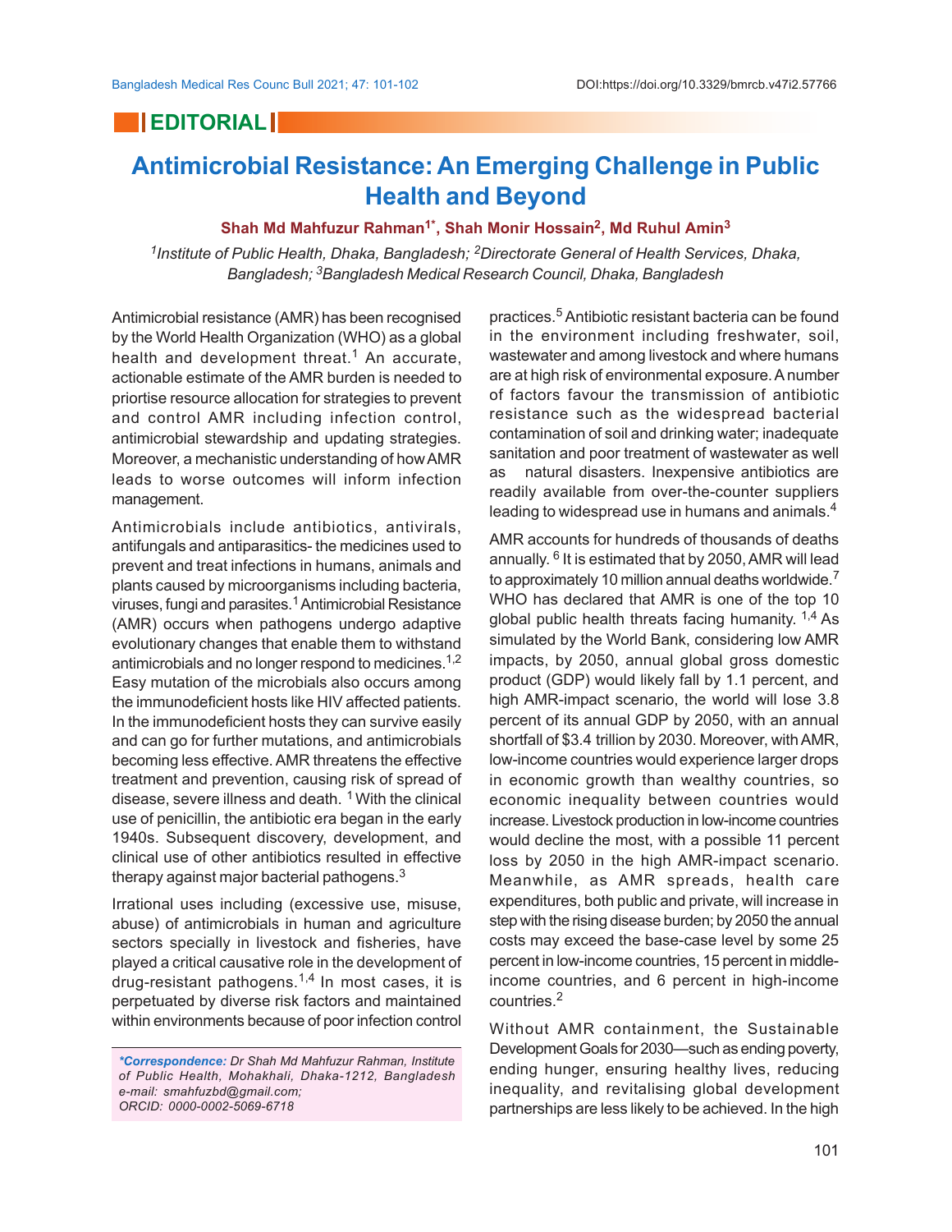**EDITORIAL**

# Antimicrobial Resistance: An Emerging Challenge in Public Health and Beyond

**Shah Md Mahfuzur Rahman[1*], Shah Monir Hossain[2], Md Ruhul Amin[3]**

*[1]Institute of Public Health, Dhaka, Bangladesh; [2]Directorate General of Health Services, Dhaka, Bangladesh; [3]Bangladesh Medical Research Council, Dhaka, Bangladesh*

Antimicrobial resistance (AMR) has been recognised by the World Health Organization (WHO) as a global health and development threat.[1] An accurate, actionable estimate of the AMR burden is needed to priortise resource allocation for strategies to prevent and control AMR including infection control, antimicrobial stewardship and updating strategies. Moreover, a mechanistic understanding of how AMR leads to worse outcomes will inform infection management.

Antimicrobials include antibiotics, antivirals, antifungals and antiparasitics- the medicines used to prevent and treat infections in humans, animals and plants caused by microorganisms including bacteria, viruses, fungi and parasites.[1] Antimicrobial Resistance (AMR) occurs when pathogens undergo adaptive evolutionary changes that enable them to withstand antimicrobials and no longer respond to medicines.[1,2] Easy mutation of the microbials also occurs among the immunodeficient hosts like HIV affected patients. In the immunodeficient hosts they can survive easily and can go for further mutations, and antimicrobials becoming less effective. AMR threatens the effective treatment and prevention, causing risk of spread of disease, severe illness and death. [1] With the clinical use of penicillin, the antibiotic era began in the early 1940s. Subsequent discovery, development, and clinical use of other antibiotics resulted in effective therapy against major bacterial pathogens.[3]

Irrational uses including (excessive use, misuse, abuse) of antimicrobials in human and agriculture sectors specially in livestock and fisheries, have played a critical causative role in the development of drug-resistant pathogens.[1,4] In most cases, it is perpetuated by diverse risk factors and maintained within environments because of poor infection control practices.[5] Antibiotic resistant bacteria can be found in the environment including freshwater, soil, wastewater and among livestock and where humans are at high risk of environmental exposure. A number of factors favour the transmission of antibiotic resistance such as the widespread bacterial contamination of soil and drinking water; inadequate sanitation and poor treatment of wastewater as well as natural disasters. Inexpensive antibiotics are readily available from over-the-counter suppliers leading to widespread use in humans and animals.[4]

AMR accounts for hundreds of thousands of deaths annually. [6] It is estimated that by 2050, AMR will lead to approximately 10 million annual deaths worldwide.[7] WHO has declared that AMR is one of the top 10 global public health threats facing humanity. [1,4] As simulated by the World Bank, considering low AMR impacts, by 2050, annual global gross domestic product (GDP) would likely fall by 1.1 percent, and high AMR-impact scenario, the world will lose 3.8 percent of its annual GDP by 2050, with an annual shortfall of $3.4 trillion by 2030. Moreover, with AMR, low-income countries would experience larger drops in economic growth than wealthy countries, so economic inequality between countries would increase. Livestock production in low-income countries would decline the most, with a possible 11 percent loss by 2050 in the high AMR-impact scenario. Meanwhile, as AMR spreads, health care expenditures, both public and private, will increase in step with the rising disease burden; by 2050 the annual costs may exceed the base-case level by some 25 percent in low-income countries, 15 percent in middle-income countries, and 6 percent in high-income countries.[2]

Without AMR containment, the Sustainable Development Goals for 2030—such as ending poverty, ending hunger, ensuring healthy lives, reducing inequality, and revitalising global development partnerships are less likely to be achieved. In the high

*\*Correspondence: Dr Shah Md Mahfuzur Rahman, Institute of Public Health, Mohakhali, Dhaka-1212, Bangladesh e-mail: smahfuzbd@gmail.com; ORCID: 0000-0002-5069-6718*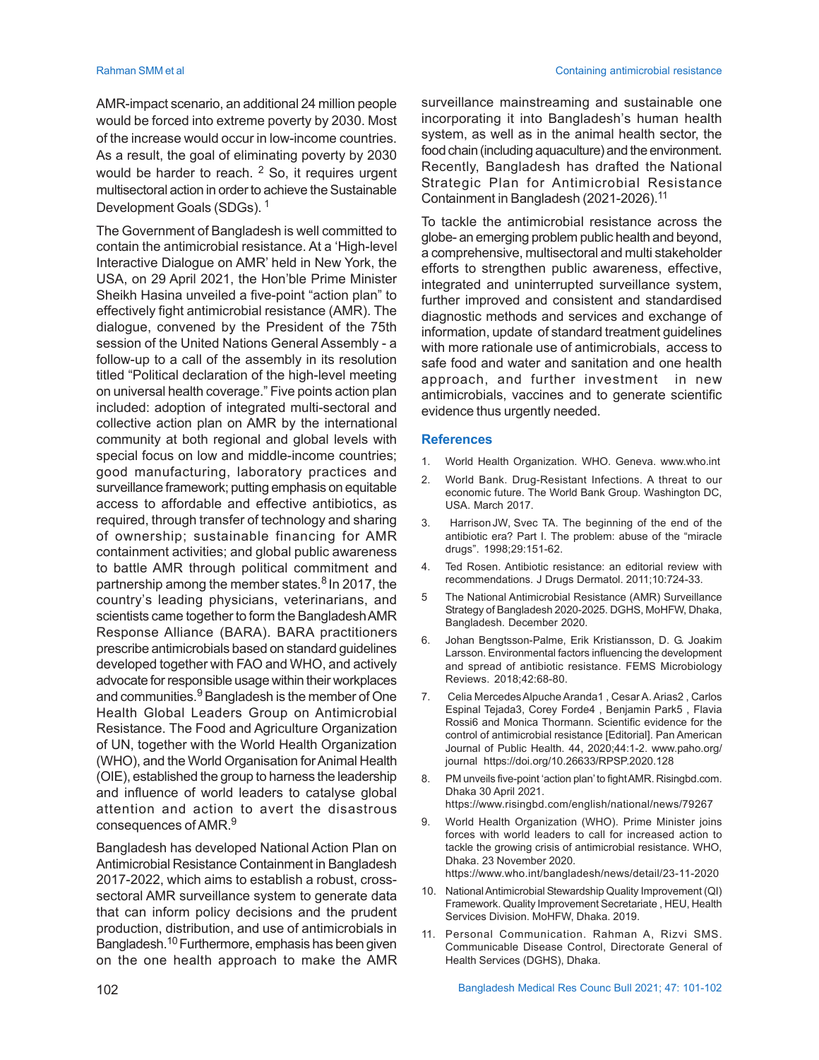AMR-impact scenario, an additional 24 million people would be forced into extreme poverty by 2030. Most of the increase would occur in low-income countries. As a result, the goal of eliminating poverty by 2030 would be harder to reach. [2] So, it requires urgent multisectoral action in order to achieve the Sustainable Development Goals (SDGs). [1]

The Government of Bangladesh is well committed to contain the antimicrobial resistance. At a 'High-level Interactive Dialogue on AMR' held in New York, the USA, on 29 April 2021, the Hon'ble Prime Minister Sheikh Hasina unveiled a five-point "action plan" to effectively fight antimicrobial resistance (AMR). The dialogue, convened by the President of the 75th session of the United Nations General Assembly - a follow-up to a call of the assembly in its resolution titled "Political declaration of the high-level meeting on universal health coverage." Five points action plan included: adoption of integrated multi-sectoral and collective action plan on AMR by the international community at both regional and global levels with special focus on low and middle-income countries; good manufacturing, laboratory practices and surveillance framework; putting emphasis on equitable access to affordable and effective antibiotics, as required, through transfer of technology and sharing of ownership; sustainable financing for AMR containment activities; and global public awareness to battle AMR through political commitment and partnership among the member states.[8] In 2017, the country's leading physicians, veterinarians, and scientists came together to form the Bangladesh AMR Response Alliance (BARA). BARA practitioners prescribe antimicrobials based on standard guidelines developed together with FAO and WHO, and actively advocate for responsible usage within their workplaces and communities.[9] Bangladesh is the member of One Health Global Leaders Group on Antimicrobial Resistance. The Food and Agriculture Organization of UN, together with the World Health Organization (WHO), and the World Organisation for Animal Health (OIE), established the group to harness the leadership and influence of world leaders to catalyse global attention and action to avert the disastrous consequences of AMR.[9]

Bangladesh has developed National Action Plan on Antimicrobial Resistance Containment in Bangladesh 2017-2022, which aims to establish a robust, cross-sectoral AMR surveillance system to generate data that can inform policy decisions and the prudent production, distribution, and use of antimicrobials in Bangladesh.[10] Furthermore, emphasis has been given on the one health approach to make the AMR surveillance mainstreaming and sustainable one incorporating it into Bangladesh's human health system, as well as in the animal health sector, the food chain (including aquaculture) and the environment. Recently, Bangladesh has drafted the National Strategic Plan for Antimicrobial Resistance Containment in Bangladesh (2021-2026).[11]

To tackle the antimicrobial resistance across the globe- an emerging problem public health and beyond, a comprehensive, multisectoral and multi stakeholder efforts to strengthen public awareness, effective, integrated and uninterrupted surveillance system, further improved and consistent and standardised diagnostic methods and services and exchange of information, update of standard treatment guidelines with more rationale use of antimicrobials, access to safe food and water and sanitation and one health approach, and further investment in new antimicrobials, vaccines and to generate scientific evidence thus urgently needed.

## References

1. World Health Organization. WHO. Geneva. www.who.int
2. World Bank. Drug-Resistant Infections. A threat to our economic future. The World Bank Group. Washington DC, USA. March 2017.
3. Harrison JW, Svec TA. The beginning of the end of the antibiotic era? Part I. The problem: abuse of the "miracle drugs". 1998;29:151-62.
4. Ted Rosen. Antibiotic resistance: an editorial review with recommendations. J Drugs Dermatol. 2011;10:724-33.
5. The National Antimicrobial Resistance (AMR) Surveillance Strategy of Bangladesh 2020-2025. DGHS, MoHFW, Dhaka, Bangladesh. December 2020.
6. Johan Bengtsson-Palme, Erik Kristiansson, D. G. Joakim Larsson. Environmental factors influencing the development and spread of antibiotic resistance. FEMS Microbiology Reviews. 2018;42:68-80.
7. Celia Mercedes Alpuche Aranda1 , Cesar A. Arias2 , Carlos Espinal Tejada3, Corey Forde4 , Benjamin Park5 , Flavia Rossi6 and Monica Thormann. Scientific evidence for the control of antimicrobial resistance [Editorial]. Pan American Journal of Public Health. 44, 2020;44:1-2. www.paho.org/journal https://doi.org/10.26633/RPSP.2020.128
8. PM unveils five-point 'action plan' to fight AMR. Risingbd.com. Dhaka 30 April 2021. https://www.risingbd.com/english/national/news/79267
9. World Health Organization (WHO). Prime Minister joins forces with world leaders to call for increased action to tackle the growing crisis of antimicrobial resistance. WHO, Dhaka. 23 November 2020. https://www.who.int/bangladesh/news/detail/23-11-2020
10. National Antimicrobial Stewardship Quality Improvement (QI) Framework. Quality Improvement Secretariate , HEU, Health Services Division. MoHFW, Dhaka. 2019.
11. Personal Communication. Rahman A, Rizvi SMS. Communicable Disease Control, Directorate General of Health Services (DGHS), Dhaka.